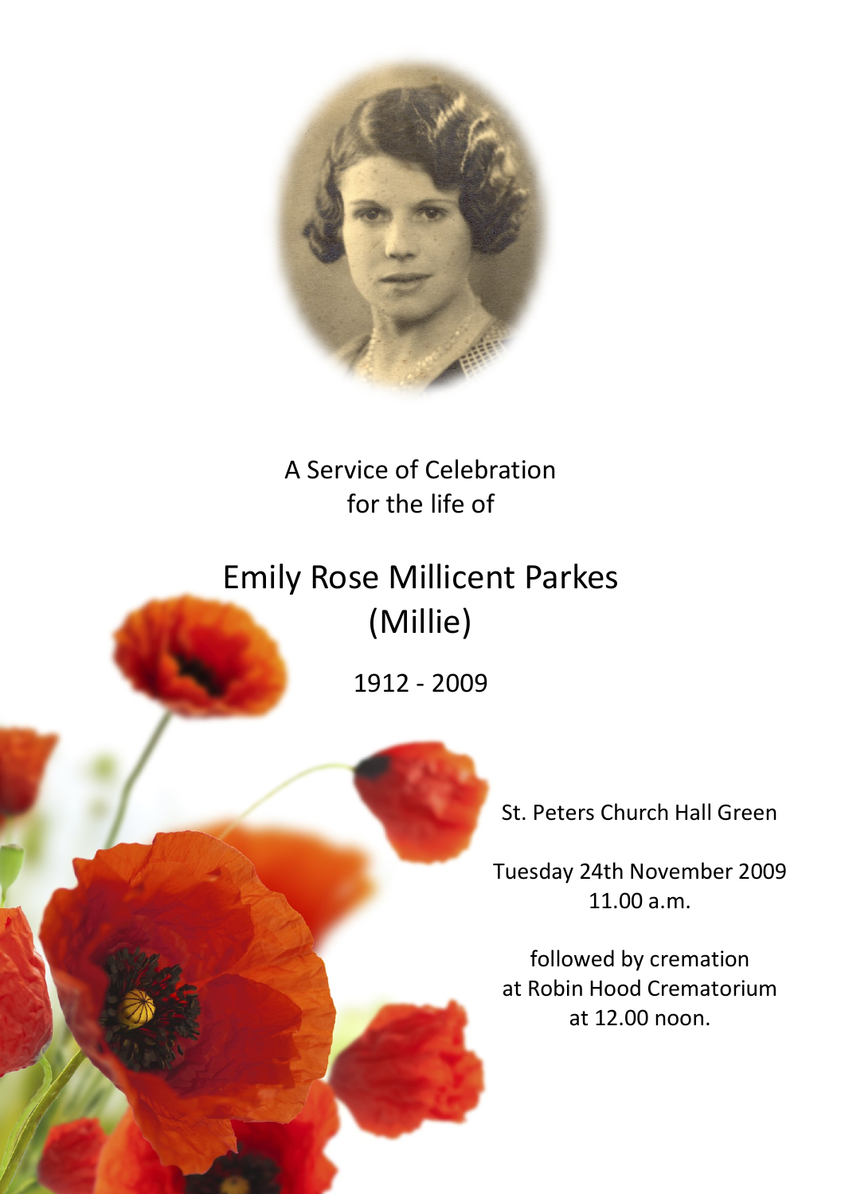A Service of Celebration
for the life of

# Emily Rose Millicent Parkes
# (Millie)

1912 - 2009

St. Peters Church Hall Green

Tuesday 24th November 2009
11.00 a.m.

followed by cremation
at Robin Hood Crematorium
at 12.00 noon.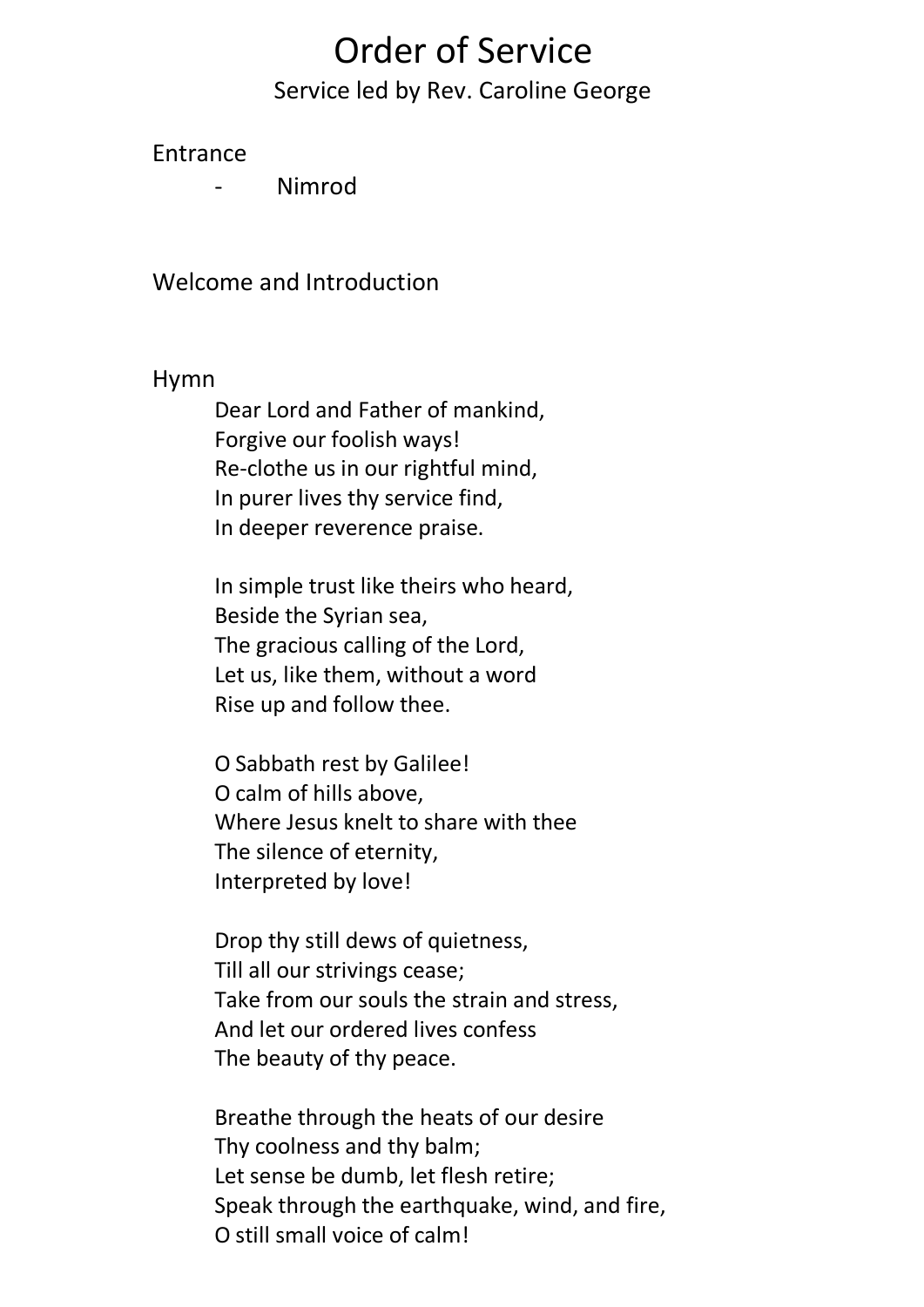# Order of Service

Service led by Rev. Caroline George

Entrance

- Nimrod

Welcome and Introduction

Hymn

Dear Lord and Father of mankind,
Forgive our foolish ways!
Re-clothe us in our rightful mind,
In purer lives thy service find,
In deeper reverence praise.

In simple trust like theirs who heard,
Beside the Syrian sea,
The gracious calling of the Lord,
Let us, like them, without a word
Rise up and follow thee.

O Sabbath rest by Galilee!
O calm of hills above,
Where Jesus knelt to share with thee
The silence of eternity,
Interpreted by love!

Drop thy still dews of quietness,
Till all our strivings cease;
Take from our souls the strain and stress,
And let our ordered lives confess
The beauty of thy peace.

Breathe through the heats of our desire
Thy coolness and thy balm;
Let sense be dumb, let flesh retire;
Speak through the earthquake, wind, and fire,
O still small voice of calm!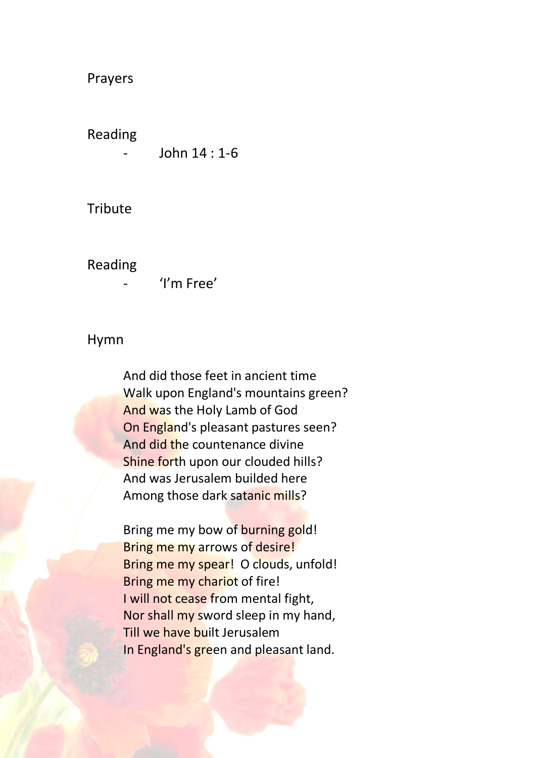Prayers

Reading

- John 14 : 1-6

Tribute

Reading

- 'I'm Free'

Hymn

And did those feet in ancient time
Walk upon England's mountains green?
And was the Holy Lamb of God
On England's pleasant pastures seen?
And did the countenance divine
Shine forth upon our clouded hills?
And was Jerusalem builded here
Among those dark satanic mills?

Bring me my bow of burning gold!
Bring me my arrows of desire!
Bring me my spear! O clouds, unfold!
Bring me my chariot of fire!
I will not cease from mental fight,
Nor shall my sword sleep in my hand,
Till we have built Jerusalem
In England's green and pleasant land.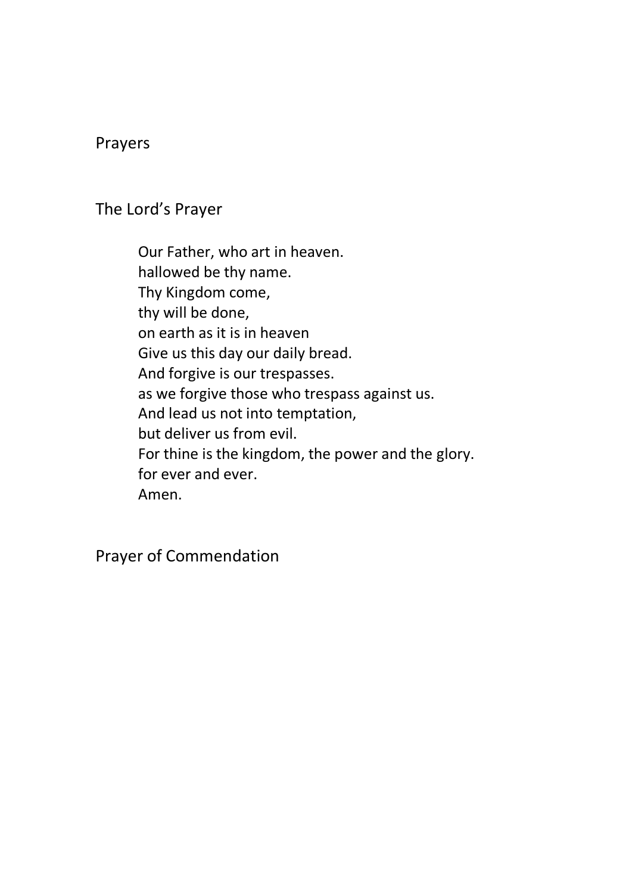Prayers

The Lord's Prayer

Our Father, who art in heaven.  
hallowed be thy name.  
Thy Kingdom come,  
thy will be done,  
on earth as it is in heaven  
Give us this day our daily bread.  
And forgive is our trespasses.  
as we forgive those who trespass against us.  
And lead us not into temptation,  
but deliver us from evil.  
For thine is the kingdom, the power and the glory.  
for ever and ever.  
Amen.

Prayer of Commendation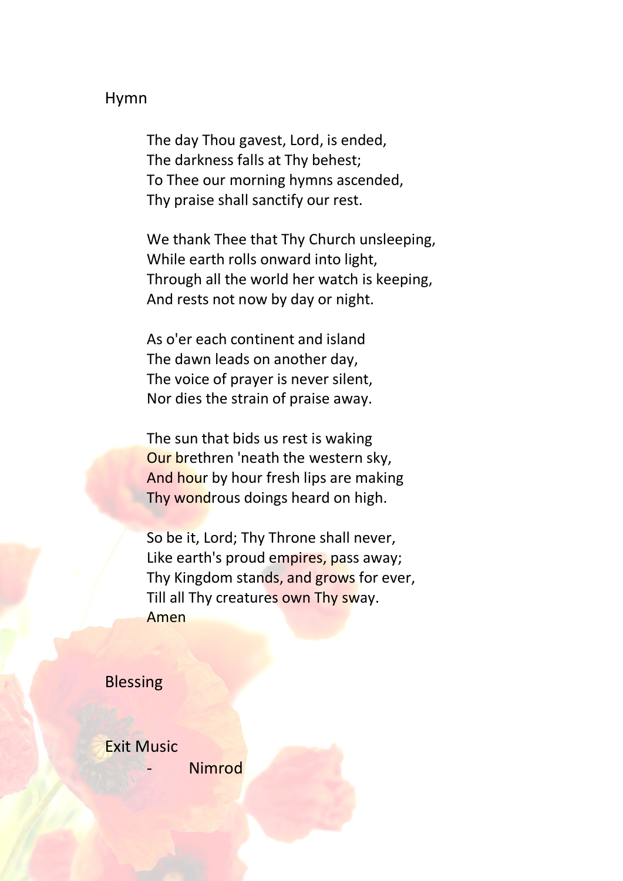## Hymn

The day Thou gavest, Lord, is ended,
The darkness falls at Thy behest;
To Thee our morning hymns ascended,
Thy praise shall sanctify our rest.

We thank Thee that Thy Church unsleeping,
While earth rolls onward into light,
Through all the world her watch is keeping,
And rests not now by day or night.

As o'er each continent and island
The dawn leads on another day,
The voice of prayer is never silent,
Nor dies the strain of praise away.

The sun that bids us rest is waking
Our brethren 'neath the western sky,
And hour by hour fresh lips are making
Thy wondrous doings heard on high.

So be it, Lord; Thy Throne shall never,
Like earth's proud empires, pass away;
Thy Kingdom stands, and grows for ever,
Till all Thy creatures own Thy sway.
Amen

## Blessing

## Exit Music

- Nimrod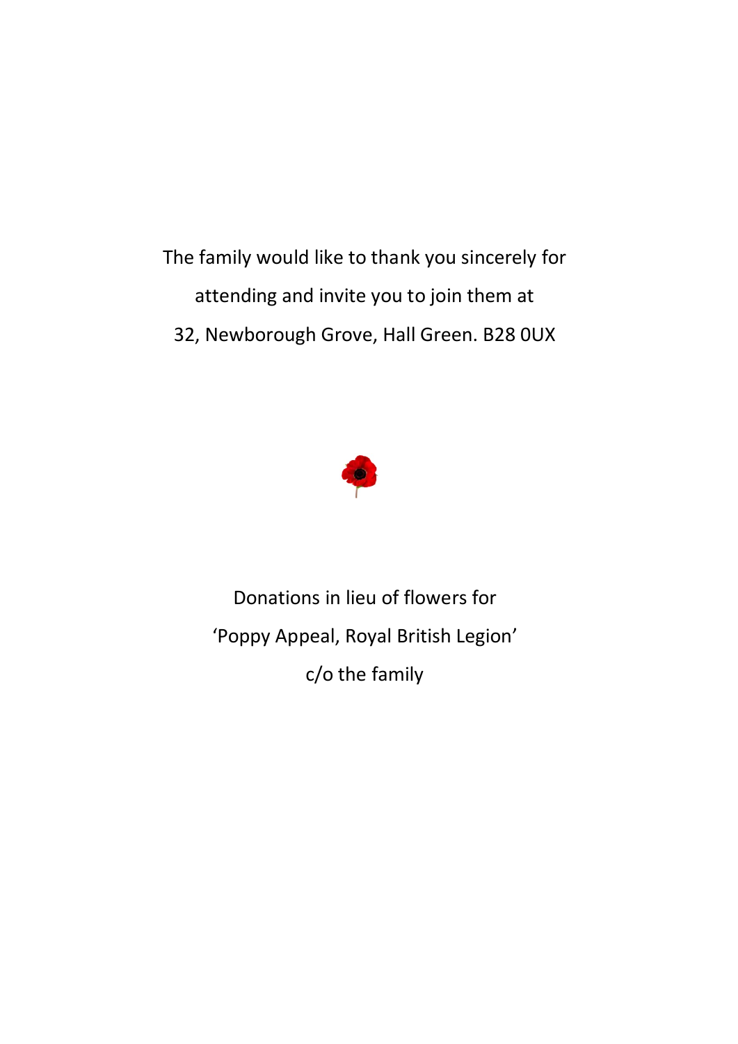The family would like to thank you sincerely for attending and invite you to join them at

32, Newborough Grove, Hall Green. B28 0UX

Donations in lieu of flowers for

'Poppy Appeal, Royal British Legion'

c/o the family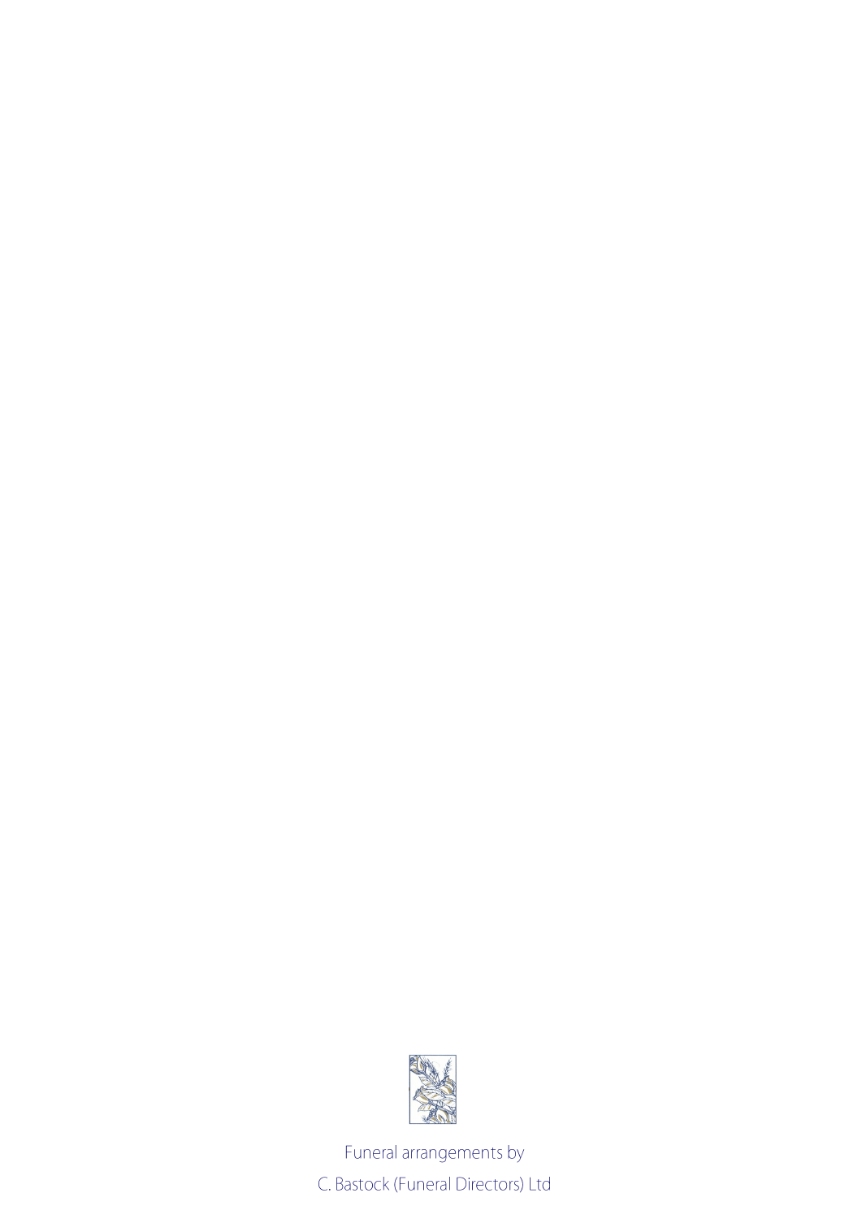Funeral arrangements by

C. Bastock (Funeral Directors) Ltd